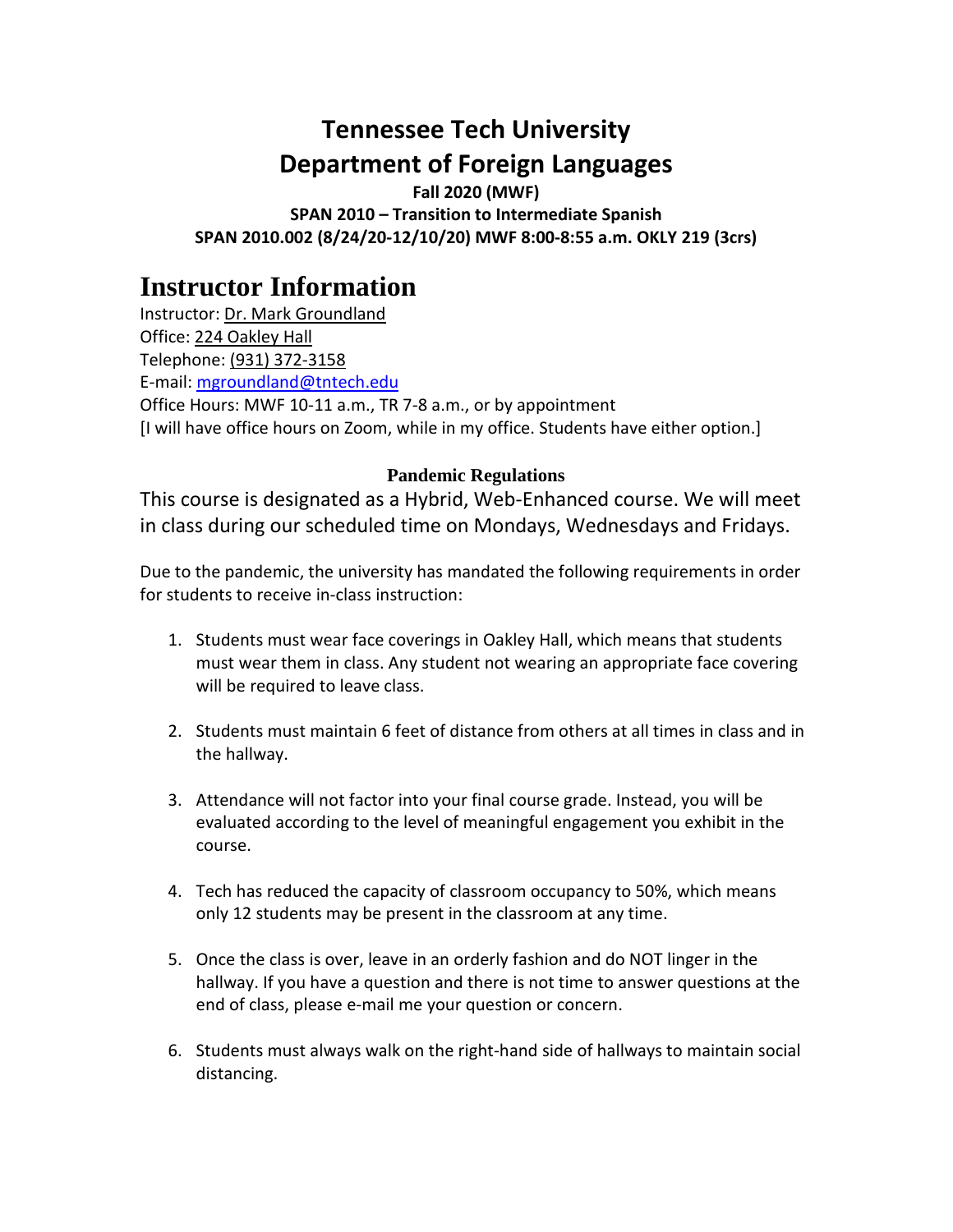# Tennessee Tech University
# Department of Foreign Languages

**Fall 2020 (MWF)**
**SPAN 2010 – Transition to Intermediate Spanish**
**SPAN 2010.002 (8/24/20-12/10/20) MWF 8:00-8:55 a.m. OKLY 219 (3crs)**

## Instructor Information

Instructor: Dr. Mark Groundland
Office: 224 Oakley Hall
Telephone: (931) 372-3158
E-mail: mgroundland@tntech.edu
Office Hours: MWF 10-11 a.m., TR 7-8 a.m., or by appointment
[I will have office hours on Zoom, while in my office. Students have either option.]

### Pandemic Regulations

This course is designated as a Hybrid, Web-Enhanced course. We will meet in class during our scheduled time on Mondays, Wednesdays and Fridays.

Due to the pandemic, the university has mandated the following requirements in order for students to receive in-class instruction:

1. Students must wear face coverings in Oakley Hall, which means that students must wear them in class. Any student not wearing an appropriate face covering will be required to leave class.

2. Students must maintain 6 feet of distance from others at all times in class and in the hallway.

3. Attendance will not factor into your final course grade. Instead, you will be evaluated according to the level of meaningful engagement you exhibit in the course.

4. Tech has reduced the capacity of classroom occupancy to 50%, which means only 12 students may be present in the classroom at any time.

5. Once the class is over, leave in an orderly fashion and do NOT linger in the hallway. If you have a question and there is not time to answer questions at the end of class, please e-mail me your question or concern.

6. Students must always walk on the right-hand side of hallways to maintain social distancing.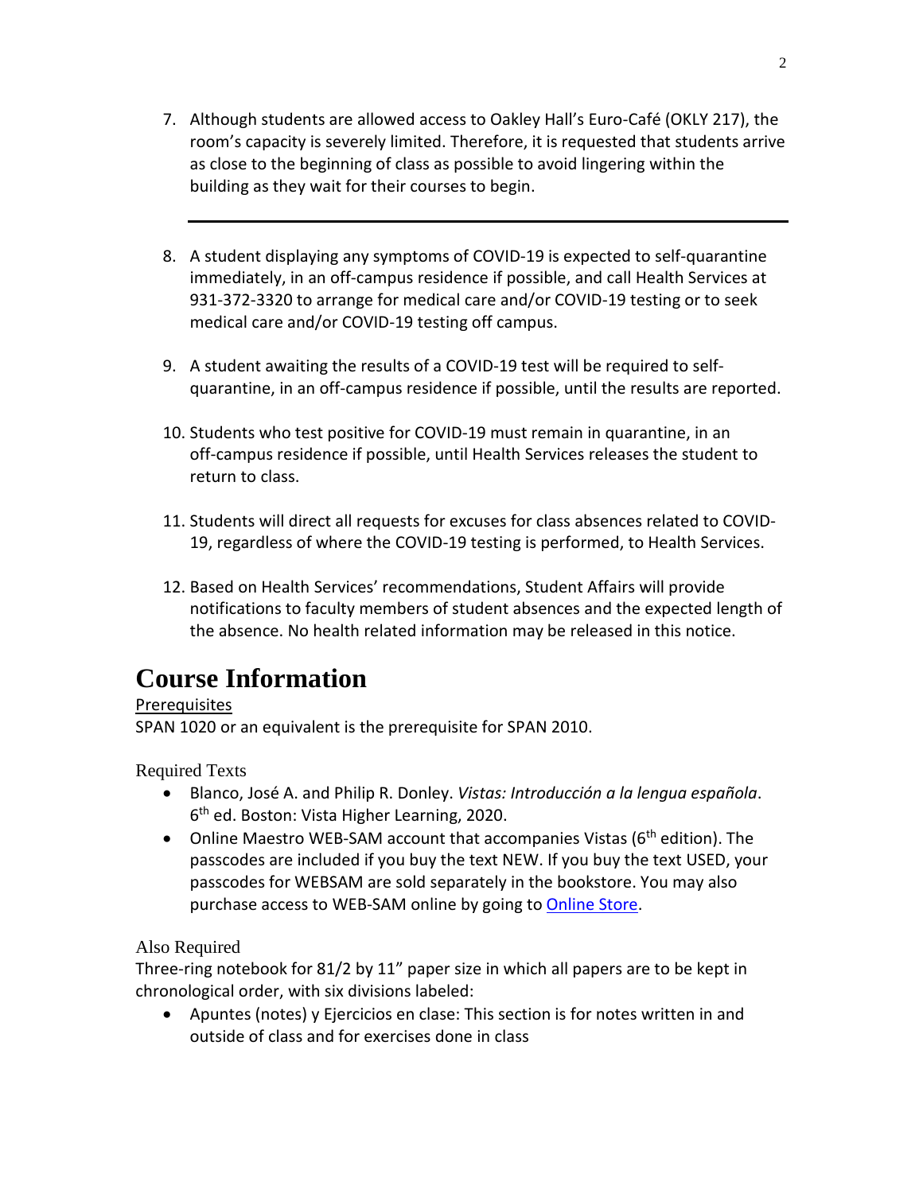7. Although students are allowed access to Oakley Hall's Euro-Café (OKLY 217), the room's capacity is severely limited. Therefore, it is requested that students arrive as close to the beginning of class as possible to avoid lingering within the building as they wait for their courses to begin.

---

8. A student displaying any symptoms of COVID-19 is expected to self-quarantine immediately, in an off-campus residence if possible, and call Health Services at 931-372-3320 to arrange for medical care and/or COVID-19 testing or to seek medical care and/or COVID-19 testing off campus.

9. A student awaiting the results of a COVID-19 test will be required to self-quarantine, in an off-campus residence if possible, until the results are reported.

10. Students who test positive for COVID-19 must remain in quarantine, in an off-campus residence if possible, until Health Services releases the student to return to class.

11. Students will direct all requests for excuses for class absences related to COVID-19, regardless of where the COVID-19 testing is performed, to Health Services.

12. Based on Health Services' recommendations, Student Affairs will provide notifications to faculty members of student absences and the expected length of the absence. No health related information may be released in this notice.

# Course Information

Prerequisites

SPAN 1020 or an equivalent is the prerequisite for SPAN 2010.

Required Texts

- Blanco, José A. and Philip R. Donley. *Vistas: Introducción a la lengua española*. 6th ed. Boston: Vista Higher Learning, 2020.
- Online Maestro WEB-SAM account that accompanies Vistas (6th edition). The passcodes are included if you buy the text NEW. If you buy the text USED, your passcodes for WEBSAM are sold separately in the bookstore. You may also purchase access to WEB-SAM online by going to [Online Store](#).

Also Required

Three-ring notebook for 81/2 by 11" paper size in which all papers are to be kept in chronological order, with six divisions labeled:

- Apuntes (notes) y Ejercicios en clase: This section is for notes written in and outside of class and for exercises done in class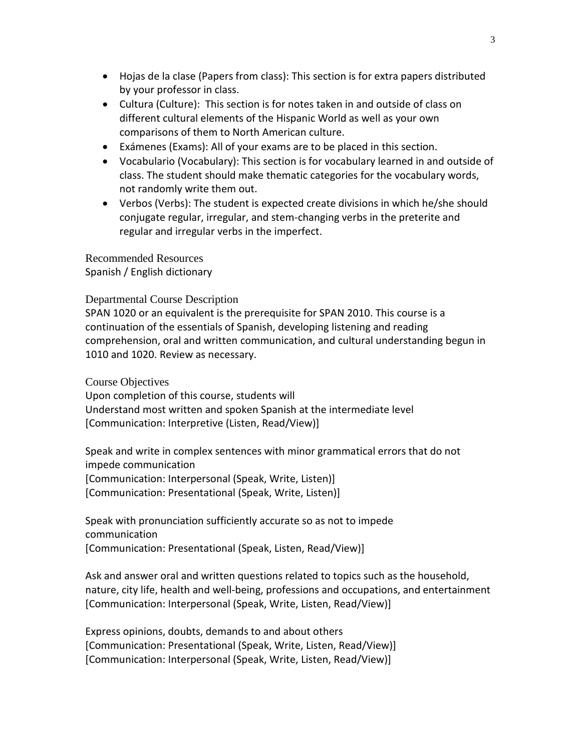- Hojas de la clase (Papers from class): This section is for extra papers distributed by your professor in class.
- Cultura (Culture): This section is for notes taken in and outside of class on different cultural elements of the Hispanic World as well as your own comparisons of them to North American culture.
- Exámenes (Exams): All of your exams are to be placed in this section.
- Vocabulario (Vocabulary): This section is for vocabulary learned in and outside of class. The student should make thematic categories for the vocabulary words, not randomly write them out.
- Verbos (Verbs): The student is expected create divisions in which he/she should conjugate regular, irregular, and stem-changing verbs in the preterite and regular and irregular verbs in the imperfect.

## Recommended Resources

Spanish / English dictionary

## Departmental Course Description

SPAN 1020 or an equivalent is the prerequisite for SPAN 2010. This course is a continuation of the essentials of Spanish, developing listening and reading comprehension, oral and written communication, and cultural understanding begun in 1010 and 1020. Review as necessary.

## Course Objectives

Upon completion of this course, students will
Understand most written and spoken Spanish at the intermediate level
[Communication: Interpretive (Listen, Read/View)]

Speak and write in complex sentences with minor grammatical errors that do not impede communication
[Communication: Interpersonal (Speak, Write, Listen)]
[Communication: Presentational (Speak, Write, Listen)]

Speak with pronunciation sufficiently accurate so as not to impede communication
[Communication: Presentational (Speak, Listen, Read/View)]

Ask and answer oral and written questions related to topics such as the household, nature, city life, health and well-being, professions and occupations, and entertainment
[Communication: Interpersonal (Speak, Write, Listen, Read/View)]

Express opinions, doubts, demands to and about others
[Communication: Presentational (Speak, Write, Listen, Read/View)]
[Communication: Interpersonal (Speak, Write, Listen, Read/View)]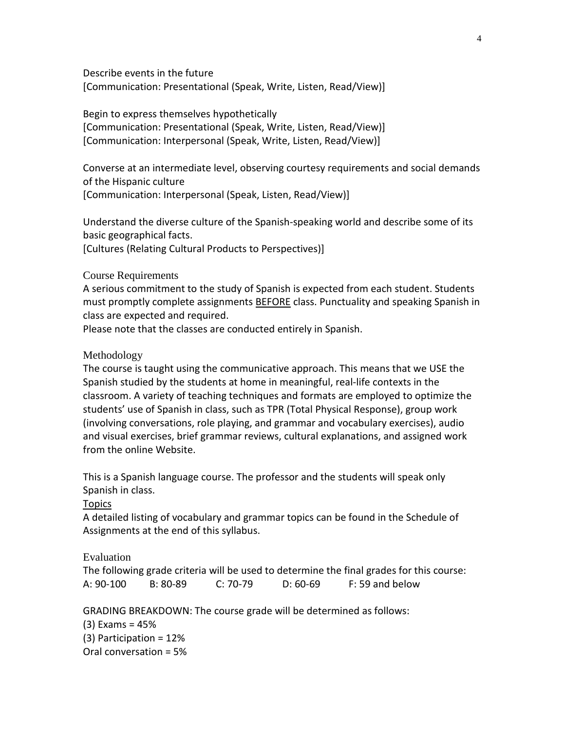Describe events in the future
[Communication: Presentational (Speak, Write, Listen, Read/View)]

Begin to express themselves hypothetically
[Communication: Presentational (Speak, Write, Listen, Read/View)]
[Communication: Interpersonal (Speak, Write, Listen, Read/View)]

Converse at an intermediate level, observing courtesy requirements and social demands of the Hispanic culture
[Communication: Interpersonal (Speak, Listen, Read/View)]

Understand the diverse culture of the Spanish-speaking world and describe some of its basic geographical facts.
[Cultures (Relating Cultural Products to Perspectives)]

## Course Requirements

A serious commitment to the study of Spanish is expected from each student. Students must promptly complete assignments BEFORE class. Punctuality and speaking Spanish in class are expected and required.
Please note that the classes are conducted entirely in Spanish.

## Methodology

The course is taught using the communicative approach. This means that we USE the Spanish studied by the students at home in meaningful, real-life contexts in the classroom. A variety of teaching techniques and formats are employed to optimize the students' use of Spanish in class, such as TPR (Total Physical Response), group work (involving conversations, role playing, and grammar and vocabulary exercises), audio and visual exercises, brief grammar reviews, cultural explanations, and assigned work from the online Website.

This is a Spanish language course. The professor and the students will speak only Spanish in class.

### Topics

A detailed listing of vocabulary and grammar topics can be found in the Schedule of Assignments at the end of this syllabus.

## Evaluation

The following grade criteria will be used to determine the final grades for this course:

A: 90-100 B: 80-89 C: 70-79 D: 60-69 F: 59 and below

GRADING BREAKDOWN: The course grade will be determined as follows:

(3) Exams = 45%
(3) Participation = 12%
Oral conversation = 5%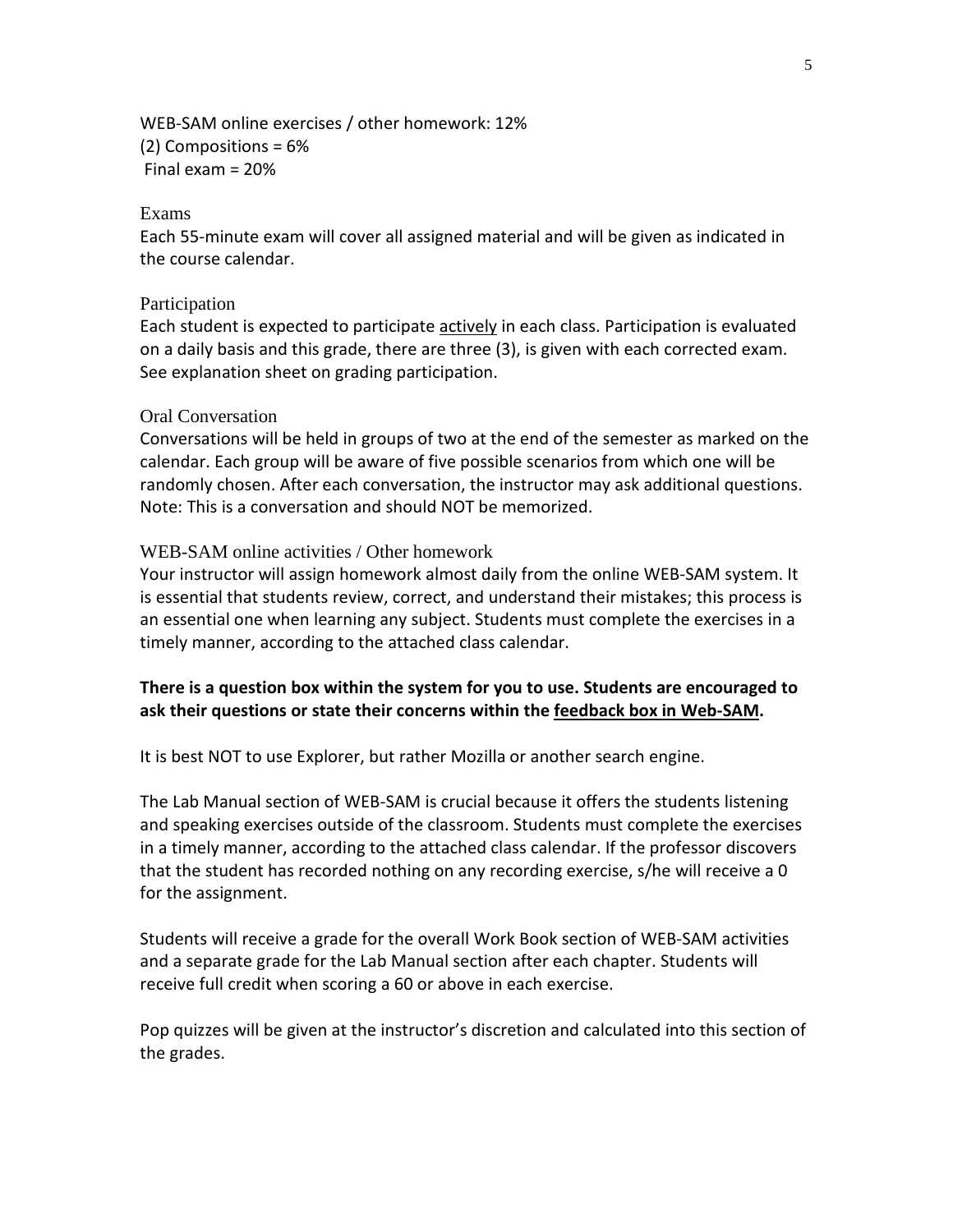WEB-SAM online exercises / other homework: 12%
(2) Compositions = 6%
Final exam = 20%

### Exams

Each 55-minute exam will cover all assigned material and will be given as indicated in the course calendar.

### Participation

Each student is expected to participate <u>actively</u> in each class. Participation is evaluated on a daily basis and this grade, there are three (3), is given with each corrected exam. See explanation sheet on grading participation.

### Oral Conversation

Conversations will be held in groups of two at the end of the semester as marked on the calendar. Each group will be aware of five possible scenarios from which one will be randomly chosen. After each conversation, the instructor may ask additional questions. Note: This is a conversation and should NOT be memorized.

### WEB-SAM online activities / Other homework

Your instructor will assign homework almost daily from the online WEB-SAM system. It is essential that students review, correct, and understand their mistakes; this process is an essential one when learning any subject. Students must complete the exercises in a timely manner, according to the attached class calendar.

**There is a question box within the system for you to use. Students are encouraged to ask their questions or state their concerns within the <u>feedback box in Web-SAM</u>.**

It is best NOT to use Explorer, but rather Mozilla or another search engine.

The Lab Manual section of WEB-SAM is crucial because it offers the students listening and speaking exercises outside of the classroom. Students must complete the exercises in a timely manner, according to the attached class calendar. If the professor discovers that the student has recorded nothing on any recording exercise, s/he will receive a 0 for the assignment.

Students will receive a grade for the overall Work Book section of WEB-SAM activities and a separate grade for the Lab Manual section after each chapter. Students will receive full credit when scoring a 60 or above in each exercise.

Pop quizzes will be given at the instructor's discretion and calculated into this section of the grades.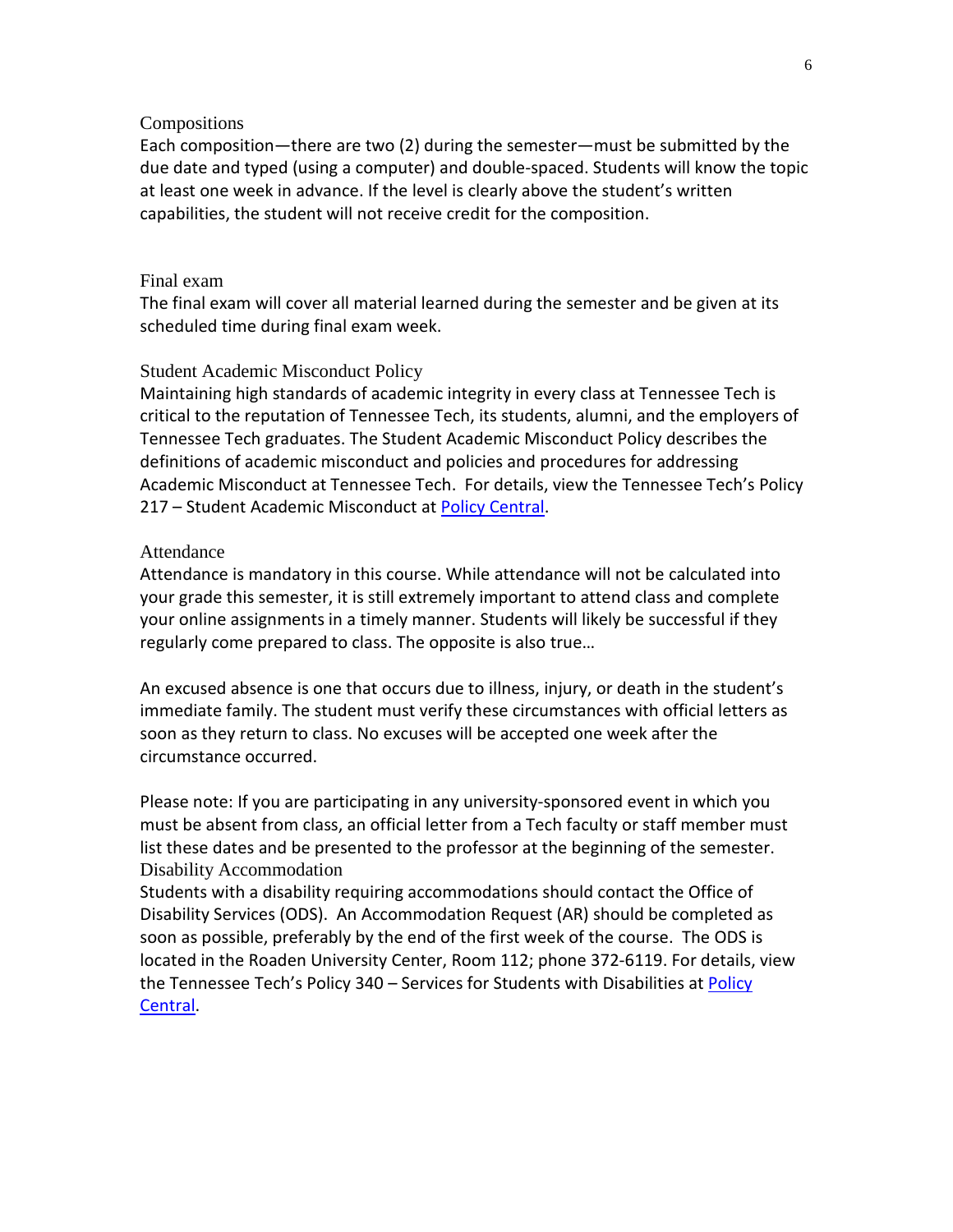### Compositions

Each composition—there are two (2) during the semester—must be submitted by the due date and typed (using a computer) and double-spaced. Students will know the topic at least one week in advance. If the level is clearly above the student's written capabilities, the student will not receive credit for the composition.

### Final exam

The final exam will cover all material learned during the semester and be given at its scheduled time during final exam week.

### Student Academic Misconduct Policy

Maintaining high standards of academic integrity in every class at Tennessee Tech is critical to the reputation of Tennessee Tech, its students, alumni, and the employers of Tennessee Tech graduates. The Student Academic Misconduct Policy describes the definitions of academic misconduct and policies and procedures for addressing Academic Misconduct at Tennessee Tech. For details, view the Tennessee Tech's Policy 217 – Student Academic Misconduct at Policy Central.

### Attendance

Attendance is mandatory in this course. While attendance will not be calculated into your grade this semester, it is still extremely important to attend class and complete your online assignments in a timely manner. Students will likely be successful if they regularly come prepared to class. The opposite is also true…

An excused absence is one that occurs due to illness, injury, or death in the student's immediate family. The student must verify these circumstances with official letters as soon as they return to class. No excuses will be accepted one week after the circumstance occurred.

Please note: If you are participating in any university-sponsored event in which you must be absent from class, an official letter from a Tech faculty or staff member must list these dates and be presented to the professor at the beginning of the semester.

### Disability Accommodation

Students with a disability requiring accommodations should contact the Office of Disability Services (ODS). An Accommodation Request (AR) should be completed as soon as possible, preferably by the end of the first week of the course. The ODS is located in the Roaden University Center, Room 112; phone 372-6119. For details, view the Tennessee Tech's Policy 340 – Services for Students with Disabilities at Policy Central.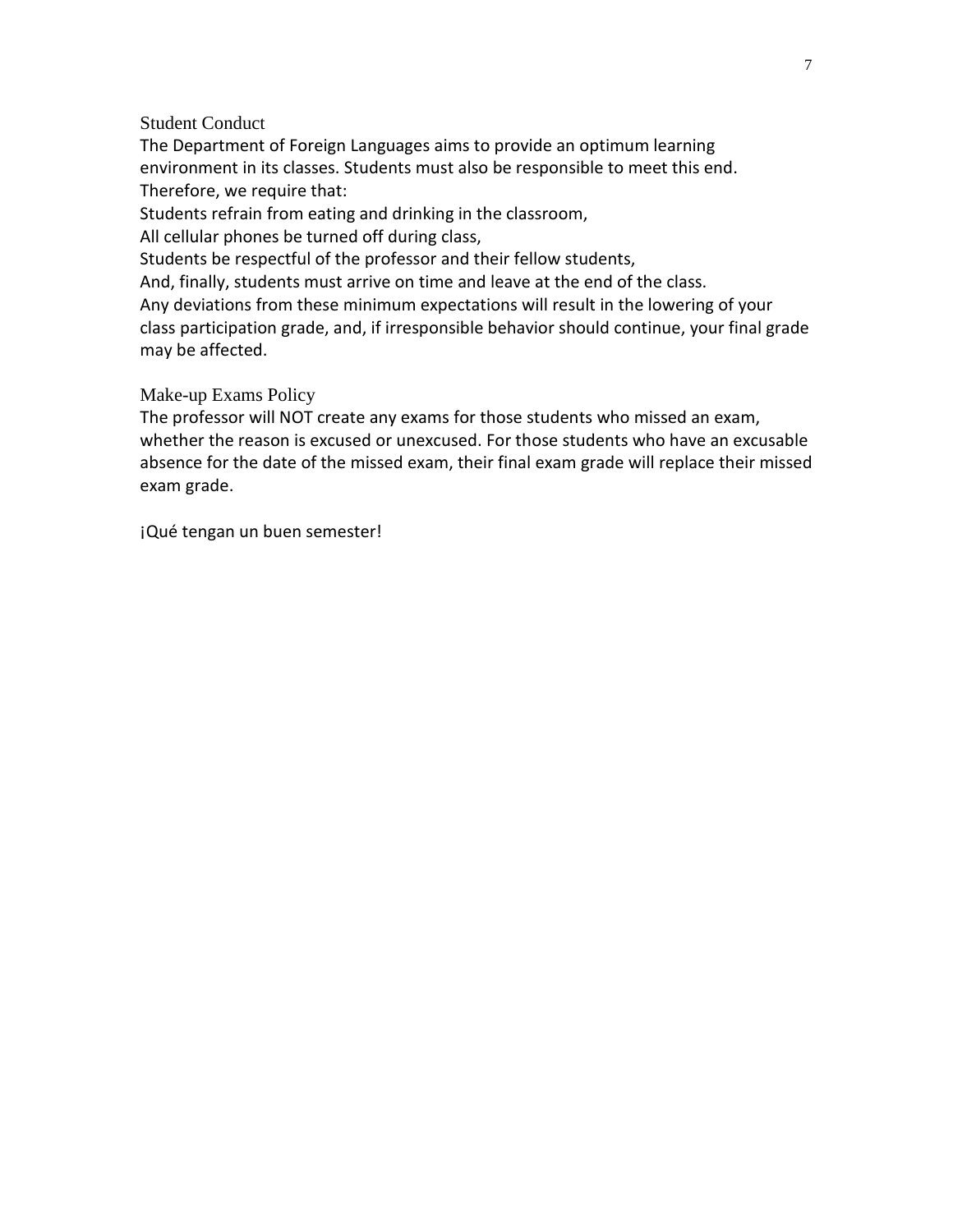## Student Conduct

The Department of Foreign Languages aims to provide an optimum learning environment in its classes. Students must also be responsible to meet this end. Therefore, we require that:

Students refrain from eating and drinking in the classroom,

All cellular phones be turned off during class,

Students be respectful of the professor and their fellow students,

And, finally, students must arrive on time and leave at the end of the class.

Any deviations from these minimum expectations will result in the lowering of your class participation grade, and, if irresponsible behavior should continue, your final grade may be affected.

## Make-up Exams Policy

The professor will NOT create any exams for those students who missed an exam, whether the reason is excused or unexcused. For those students who have an excusable absence for the date of the missed exam, their final exam grade will replace their missed exam grade.

¡Qué tengan un buen semester!